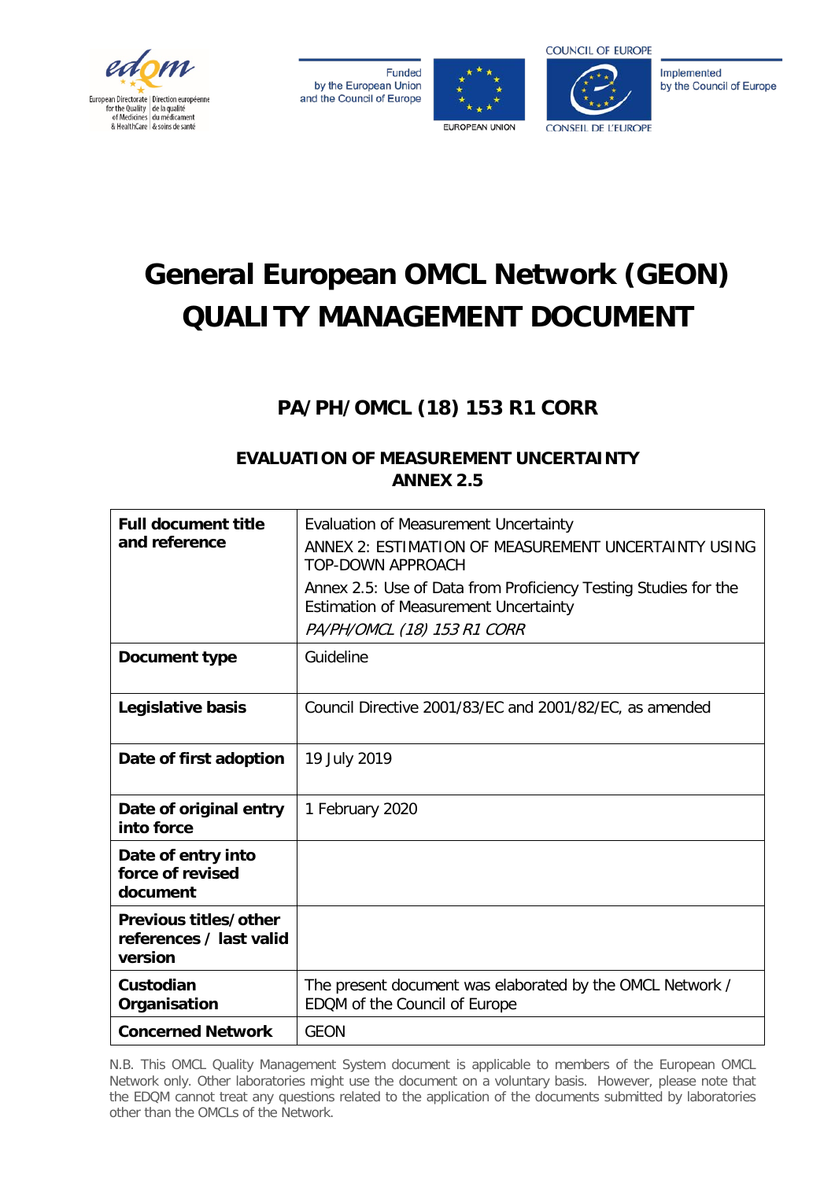# General European OMCL Network (GEON) QUALITY MANAGEMENT DOCUMENT

## PA/PH/OMCL (18) 153 R1 CORR

### EVALUATION OF MEASUREMENT UNCERTAINTY ANNEX 2.5

| | |
|---|---|
| **Full document title and reference** | Evaluation of Measurement Uncertainty<br>ANNEX 2: ESTIMATION OF MEASUREMENT UNCERTAINTY USING TOP-DOWN APPROACH<br>Annex 2.5: Use of Data from Proficiency Testing Studies for the Estimation of Measurement Uncertainty<br>*PA/PH/OMCL (18) 153 R1 CORR* |
| **Document type** | Guideline |
| **Legislative basis** | Council Directive 2001/83/EC and 2001/82/EC, as amended |
| **Date of first adoption** | 19 July 2019 |
| **Date of original entry into force** | 1 February 2020 |
| **Date of entry into force of revised document** | |
| **Previous titles/other references / last valid version** | |
| **Custodian Organisation** | The present document was elaborated by the OMCL Network / EDQM of the Council of Europe |
| **Concerned Network** | GEON |

N.B. This OMCL Quality Management System document is applicable to members of the European OMCL Network only. Other laboratories might use the document on a voluntary basis. However, please note that the EDQM cannot treat any questions related to the application of the documents submitted by laboratories other than the OMCLs of the Network.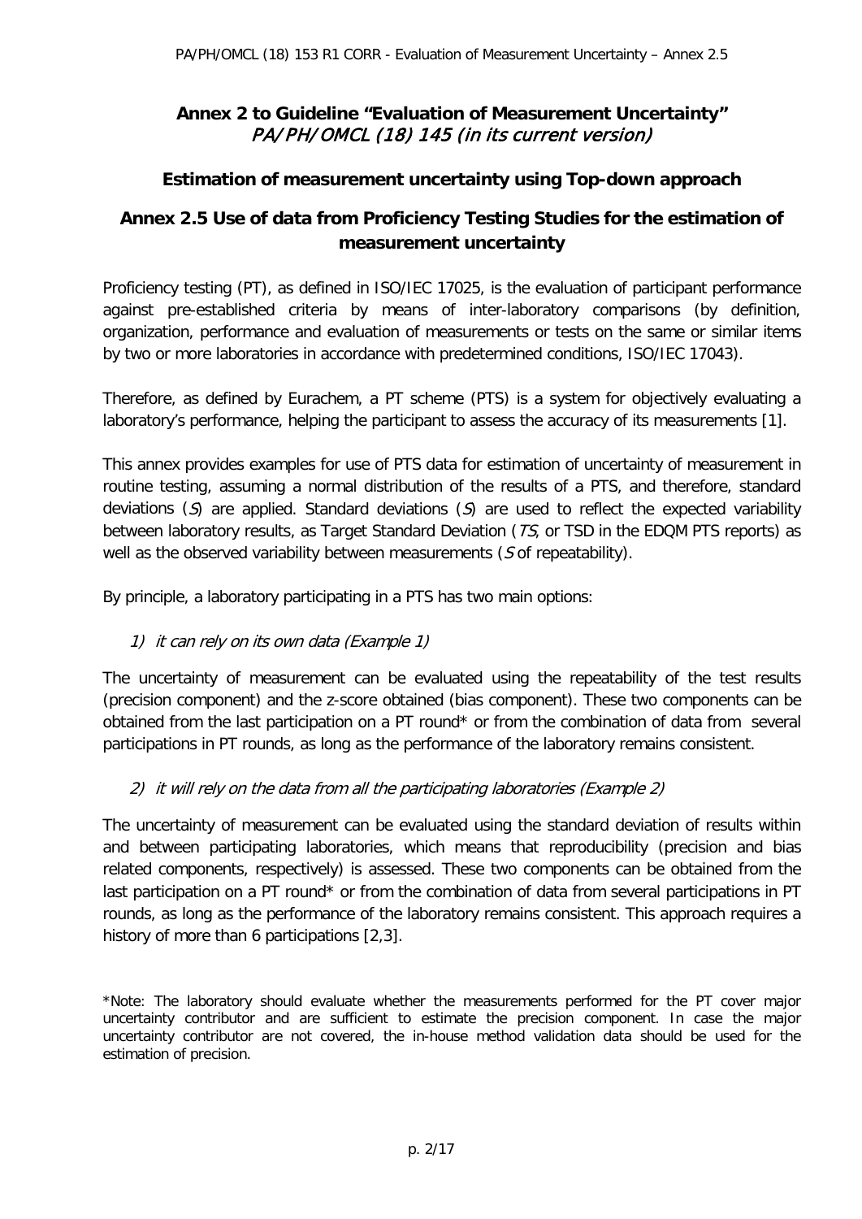## Annex 2 to Guideline "Evaluation of Measurement Uncertainty"

*PA/PH/OMCL (18) 145 (in its current version)*

### Estimation of measurement uncertainty using Top-down approach

### Annex 2.5 Use of data from Proficiency Testing Studies for the estimation of measurement uncertainty

Proficiency testing (PT), as defined in ISO/IEC 17025, is the evaluation of participant performance against pre-established criteria by means of inter-laboratory comparisons (by definition, organization, performance and evaluation of measurements or tests on the same or similar items by two or more laboratories in accordance with predetermined conditions, ISO/IEC 17043).

Therefore, as defined by Eurachem, a PT scheme (PTS) is a system for objectively evaluating a laboratory's performance, helping the participant to assess the accuracy of its measurements [1].

This annex provides examples for use of PTS data for estimation of uncertainty of measurement in routine testing, assuming a normal distribution of the results of a PTS, and therefore, standard deviations ($S$) are applied. Standard deviations ($S$) are used to reflect the expected variability between laboratory results, as Target Standard Deviation ($TS$, or TSD in the EDQM PTS reports) as well as the observed variability between measurements ($S$ of repeatability).

By principle, a laboratory participating in a PTS has two main options:

1) *it can rely on its own data (Example 1)*

The uncertainty of measurement can be evaluated using the repeatability of the test results (precision component) and the z-score obtained (bias component). These two components can be obtained from the last participation on a PT round* or from the combination of data from several participations in PT rounds, as long as the performance of the laboratory remains consistent.

2) *it will rely on the data from all the participating laboratories (Example 2)*

The uncertainty of measurement can be evaluated using the standard deviation of results within and between participating laboratories, which means that reproducibility (precision and bias related components, respectively) is assessed. These two components can be obtained from the last participation on a PT round* or from the combination of data from several participations in PT rounds, as long as the performance of the laboratory remains consistent. This approach requires a history of more than 6 participations [2,3].

*Note: The laboratory should evaluate whether the measurements performed for the PT cover major uncertainty contributor and are sufficient to estimate the precision component. In case the major uncertainty contributor are not covered, the in-house method validation data should be used for the estimation of precision.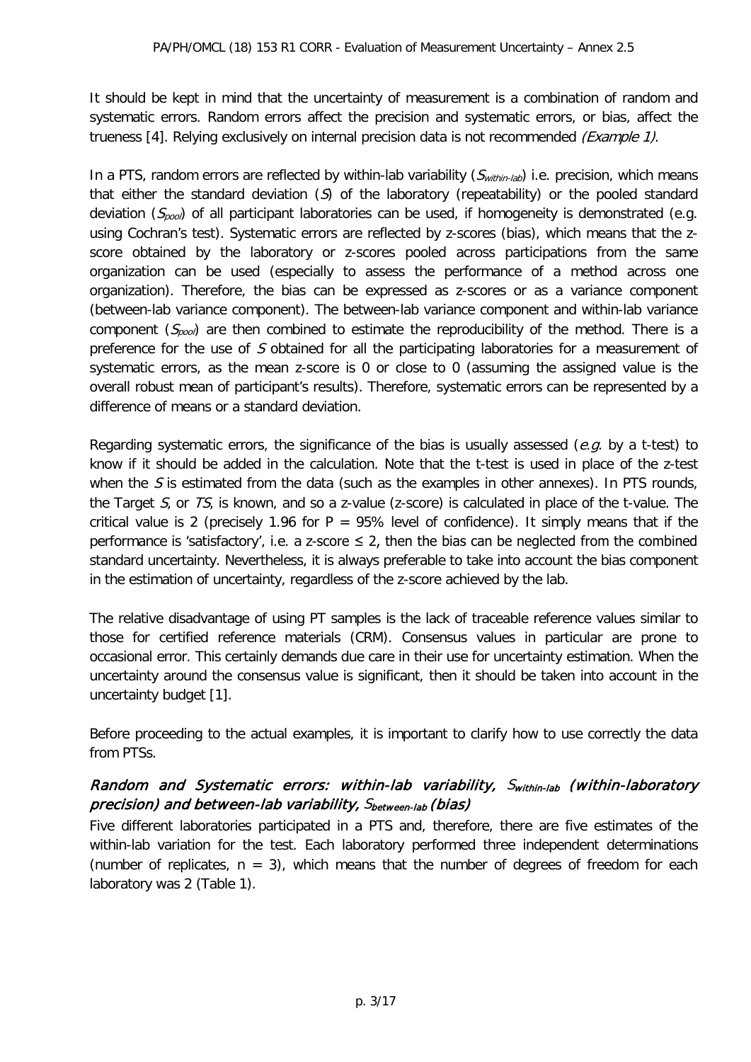It should be kept in mind that the uncertainty of measurement is a combination of random and systematic errors. Random errors affect the precision and systematic errors, or bias, affect the trueness [4]. Relying exclusively on internal precision data is not recommended *(Example 1)*.

In a PTS, random errors are reflected by within-lab variability ($S_{within\text{-}lab}$) i.e. precision, which means that either the standard deviation ($S$) of the laboratory (repeatability) or the pooled standard deviation ($S_{pool}$) of all participant laboratories can be used, if homogeneity is demonstrated (e.g. using Cochran's test). Systematic errors are reflected by z-scores (bias), which means that the z-score obtained by the laboratory or z-scores pooled across participations from the same organization can be used (especially to assess the performance of a method across one organization). Therefore, the bias can be expressed as z-scores or as a variance component (between-lab variance component). The between-lab variance component and within-lab variance component ($S_{pool}$) are then combined to estimate the reproducibility of the method. There is a preference for the use of $S$ obtained for all the participating laboratories for a measurement of systematic errors, as the mean z-score is 0 or close to 0 (assuming the assigned value is the overall robust mean of participant's results). Therefore, systematic errors can be represented by a difference of means or a standard deviation.

Regarding systematic errors, the significance of the bias is usually assessed (*e.g.* by a t-test) to know if it should be added in the calculation. Note that the t-test is used in place of the z-test when the $S$ is estimated from the data (such as the examples in other annexes). In PTS rounds, the Target $S$, or $TS$, is known, and so a z-value (z-score) is calculated in place of the t-value. The critical value is 2 (precisely 1.96 for $P = 95\%$ level of confidence). It simply means that if the performance is 'satisfactory', i.e. a z-score $\leq 2$, then the bias can be neglected from the combined standard uncertainty. Nevertheless, it is always preferable to take into account the bias component in the estimation of uncertainty, regardless of the z-score achieved by the lab.

The relative disadvantage of using PT samples is the lack of traceable reference values similar to those for certified reference materials (CRM). Consensus values in particular are prone to occasional error. This certainly demands due care in their use for uncertainty estimation. When the uncertainty around the consensus value is significant, then it should be taken into account in the uncertainty budget [1].

Before proceeding to the actual examples, it is important to clarify how to use correctly the data from PTSs.

### *Random and Systematic errors: within-lab variability, $S_{within\text{-}lab}$ (within-laboratory precision) and between-lab variability, $S_{between\text{-}lab}$ (bias)*

Five different laboratories participated in a PTS and, therefore, there are five estimates of the within-lab variation for the test. Each laboratory performed three independent determinations (number of replicates, $n = 3$), which means that the number of degrees of freedom for each laboratory was 2 (Table 1).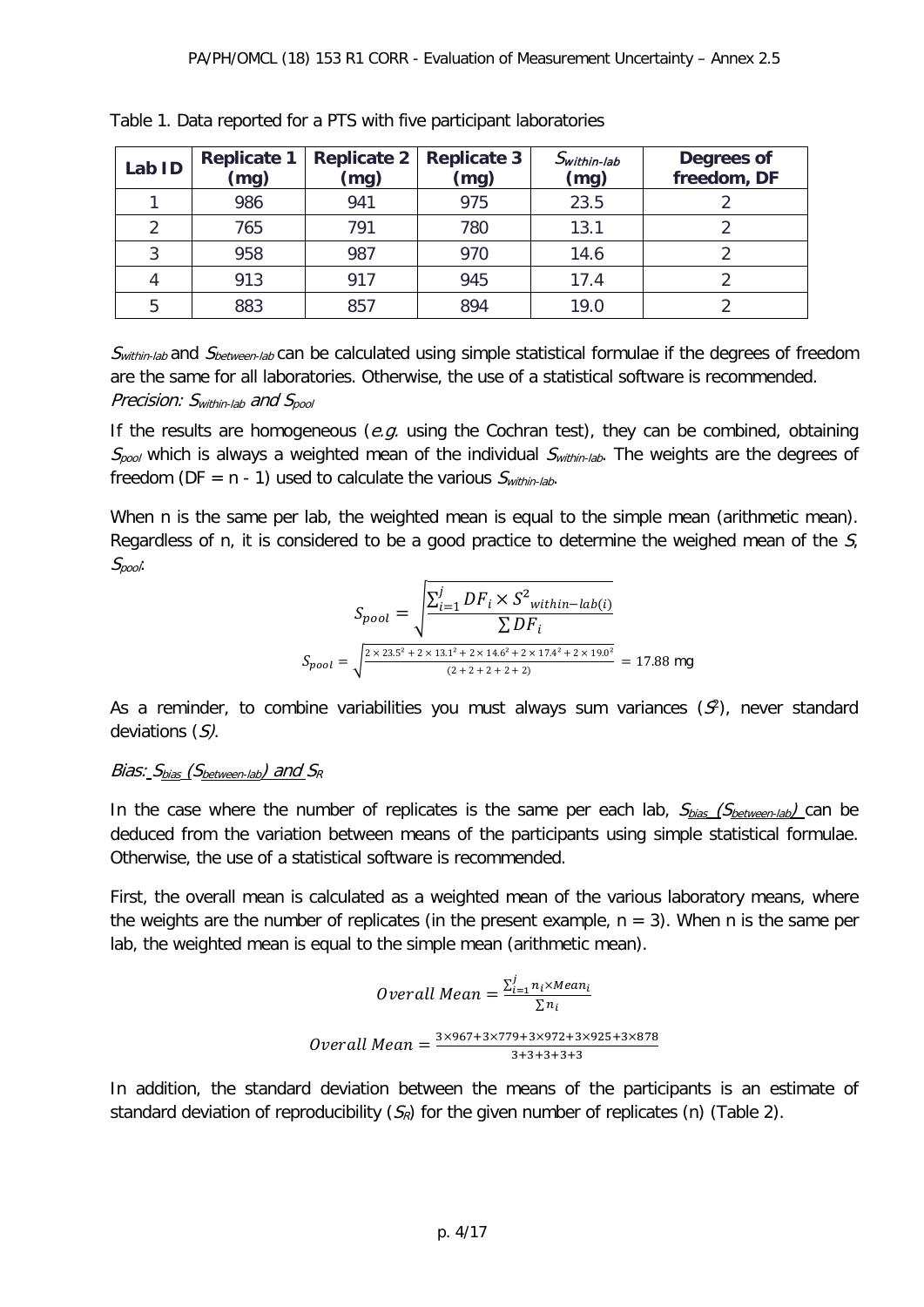Table 1. Data reported for a PTS with five participant laboratories

| Lab ID | Replicate 1 (mg) | Replicate 2 (mg) | Replicate 3 (mg) | $S_{within-lab}$ (mg) | Degrees of freedom, DF |
|---|---|---|---|---|---|
| 1 | 986 | 941 | 975 | 23.5 | 2 |
| 2 | 765 | 791 | 780 | 13.1 | 2 |
| 3 | 958 | 987 | 970 | 14.6 | 2 |
| 4 | 913 | 917 | 945 | 17.4 | 2 |
| 5 | 883 | 857 | 894 | 19.0 | 2 |

$S_{within-lab}$ and $S_{between-lab}$ can be calculated using simple statistical formulae if the degrees of freedom are the same for all laboratories. Otherwise, the use of a statistical software is recommended.

*Precision: $S_{within-lab}$ and $S_{pool}$*

If the results are homogeneous (*e.g.* using the Cochran test), they can be combined, obtaining $S_{pool}$ which is always a weighted mean of the individual $S_{within-lab}$. The weights are the degrees of freedom (DF = n - 1) used to calculate the various $S_{within-lab}$.

When n is the same per lab, the weighted mean is equal to the simple mean (arithmetic mean). Regardless of n, it is considered to be a good practice to determine the weighed mean of the $S$, $S_{pool}$.

$$S_{pool} = \sqrt{\frac{\sum_{i=1}^{j} DF_i \times S^2_{within-lab(i)}}{\sum DF_i}}$$

$$S_{pool} = \sqrt{\frac{2 \times 23.5^2 + 2 \times 13.1^2 + 2 \times 14.6^2 + 2 \times 17.4^2 + 2 \times 19.0^2}{(2+2+2+2+2)}} = 17.88 \text{ mg}$$

As a reminder, to combine variabilities you must always sum variances ($S^2$), never standard deviations ($S$).

*Bias: $S_{bias}$ ($S_{between-lab}$) and $S_R$*

In the case where the number of replicates is the same per each lab, $S_{bias}$ ($S_{between-lab}$) can be deduced from the variation between means of the participants using simple statistical formulae. Otherwise, the use of a statistical software is recommended.

First, the overall mean is calculated as a weighted mean of the various laboratory means, where the weights are the number of replicates (in the present example, n = 3). When n is the same per lab, the weighted mean is equal to the simple mean (arithmetic mean).

$$Overall\ Mean = \frac{\sum_{i=1}^{j} n_i \times Mean_i}{\sum n_i}$$

$$Overall\ Mean = \frac{3 \times 967 + 3 \times 779 + 3 \times 972 + 3 \times 925 + 3 \times 878}{3+3+3+3+3}$$

In addition, the standard deviation between the means of the participants is an estimate of standard deviation of reproducibility ($S_R$) for the given number of replicates (n) (Table 2).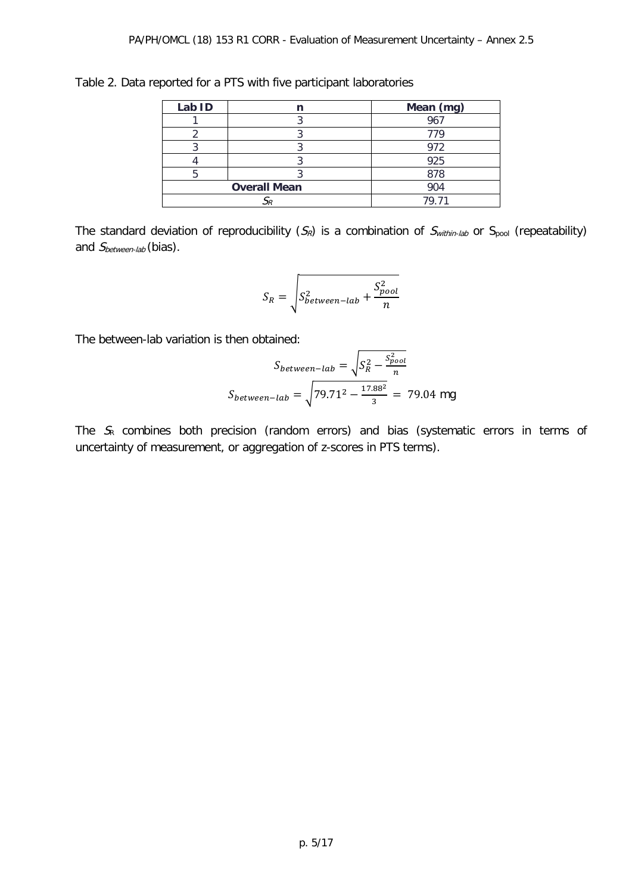Table 2. Data reported for a PTS with five participant laboratories

| Lab ID | n | Mean (mg) |
|---|---|---|
| 1 | 3 | 967 |
| 2 | 3 | 779 |
| 3 | 3 | 972 |
| 4 | 3 | 925 |
| 5 | 3 | 878 |
| **Overall Mean** | | 904 |
| $S_R$ | | 79.71 |

The standard deviation of reproducibility ($S_R$) is a combination of $S_{within\text{-}lab}$ or $S_{pool}$ (repeatability) and $S_{between\text{-}lab}$ (bias).

$$S_R = \sqrt{S_{between-lab}^2 + \frac{S_{pool}^2}{n}}$$

The between-lab variation is then obtained:

$$S_{between-lab} = \sqrt{S_R^2 - \frac{S_{pool}^2}{n}}$$

$$S_{between-lab} = \sqrt{79.71^2 - \frac{17.88^2}{3}} = 79.04 \text{ mg}$$

The $S_R$ combines both precision (random errors) and bias (systematic errors in terms of uncertainty of measurement, or aggregation of z-scores in PTS terms).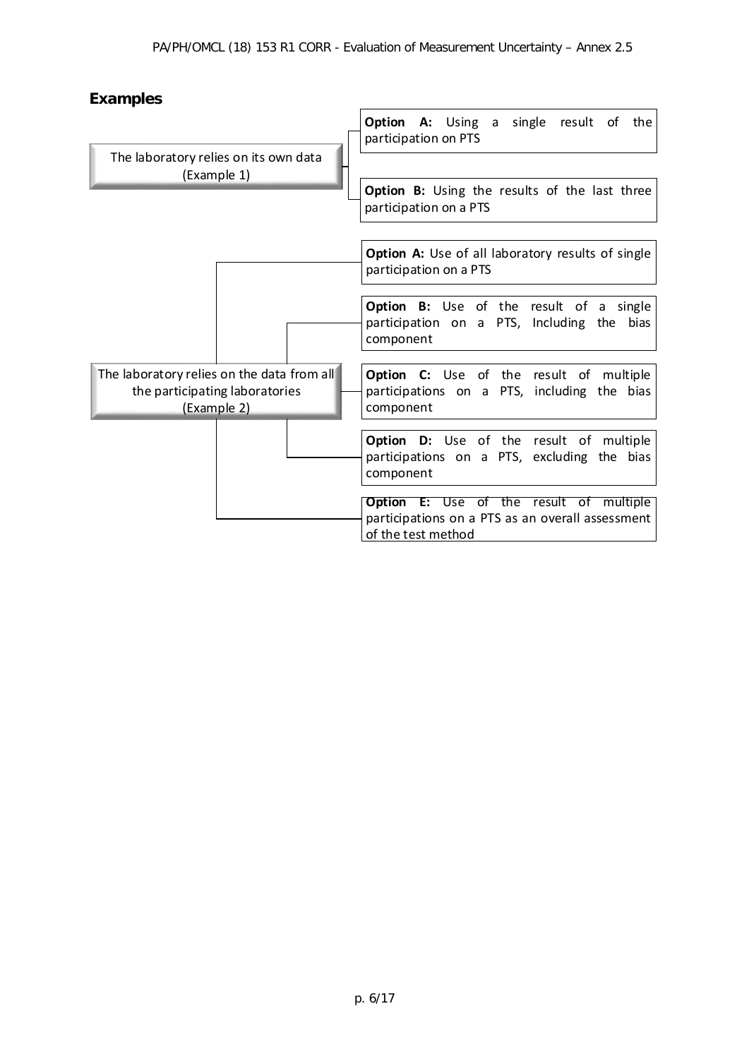## Examples

- The laboratory relies on its own data (Example 1)
  - **Option A:** Using a single result of the participation on PTS
  - **Option B:** Using the results of the last three participation on a PTS
- The laboratory relies on the data from all the participating laboratories (Example 2)
  - **Option A:** Use of all laboratory results of single participation on a PTS
  - **Option B:** Use of the result of a single participation on a PTS, Including the bias component
  - **Option C:** Use of the result of multiple participations on a PTS, including the bias component
  - **Option D:** Use of the result of multiple participations on a PTS, excluding the bias component
  - **Option E:** Use of the result of multiple participations on a PTS as an overall assessment of the test method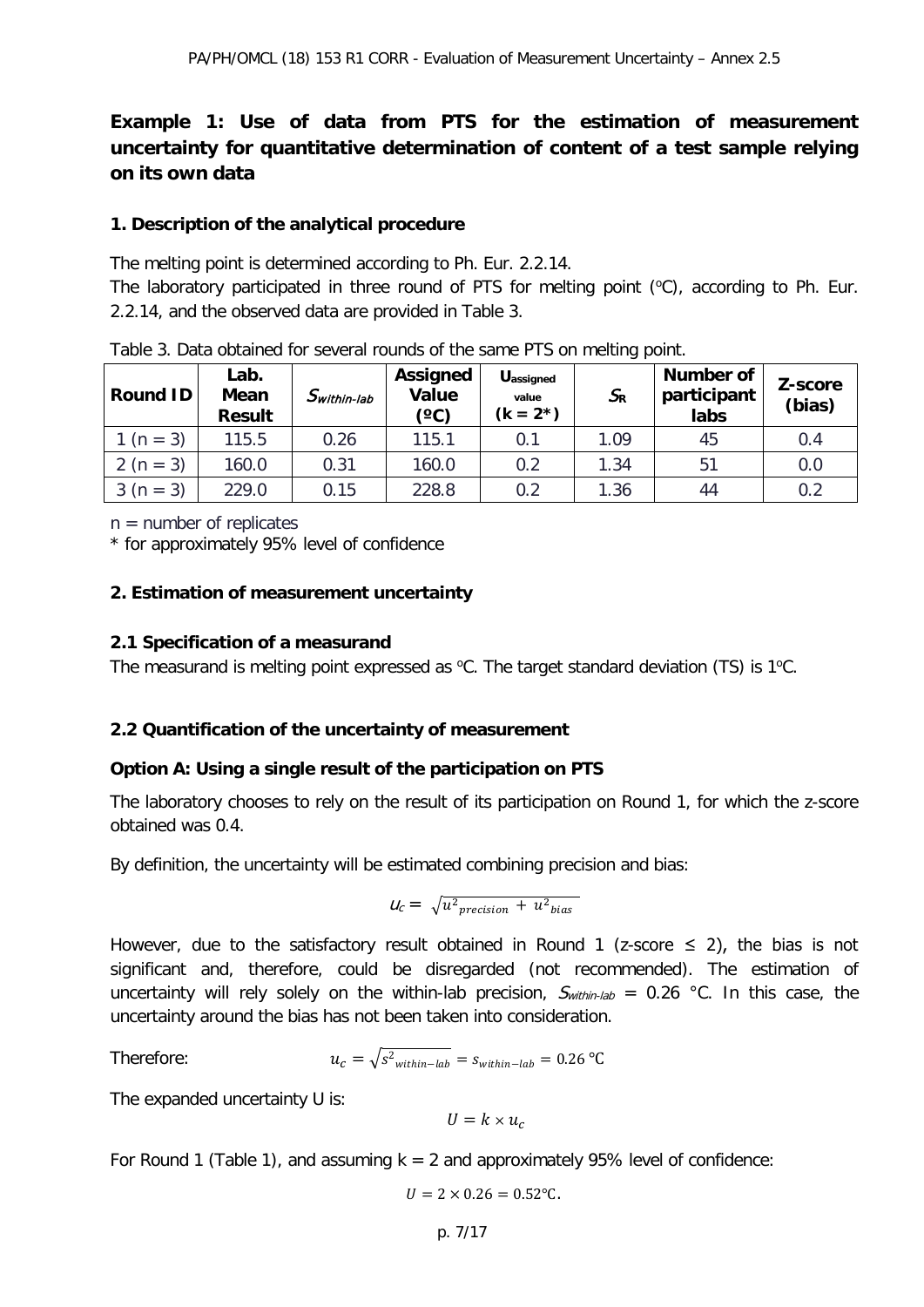## Example 1: Use of data from PTS for the estimation of measurement uncertainty for quantitative determination of content of a test sample relying on its own data

### 1. Description of the analytical procedure

The melting point is determined according to Ph. Eur. 2.2.14.
The laboratory participated in three round of PTS for melting point (ºC), according to Ph. Eur. 2.2.14, and the observed data are provided in Table 3.

Table 3. Data obtained for several rounds of the same PTS on melting point.

| Round ID | Lab. Mean Result | $S_{within\text{-}lab}$ | Assigned Value (ºC) | $U_{assigned\ value}$ (k = 2*) | $S_R$ | Number of participant labs | Z-score (bias) |
|---|---|---|---|---|---|---|---|
| 1 (n = 3) | 115.5 | 0.26 | 115.1 | 0.1 | 1.09 | 45 | 0.4 |
| 2 (n = 3) | 160.0 | 0.31 | 160.0 | 0.2 | 1.34 | 51 | 0.0 |
| 3 (n = 3) | 229.0 | 0.15 | 228.8 | 0.2 | 1.36 | 44 | 0.2 |

n = number of replicates

\* for approximately 95% level of confidence

### 2. Estimation of measurement uncertainty

### 2.1 Specification of a measurand

The measurand is melting point expressed as ºC. The target standard deviation (TS) is 1ºC.

### 2.2 Quantification of the uncertainty of measurement

**Option A: Using a single result of the participation on PTS**

The laboratory chooses to rely on the result of its participation on Round 1, for which the z-score obtained was 0.4.

By definition, the uncertainty will be estimated combining precision and bias:

$$u_c = \sqrt{u^2_{precision} + u^2_{bias}}$$

However, due to the satisfactory result obtained in Round 1 (z-score ≤ 2), the bias is not significant and, therefore, could be disregarded (not recommended). The estimation of uncertainty will rely solely on the within-lab precision, $S_{within\text{-}lab}$ = 0.26 °C. In this case, the uncertainty around the bias has not been taken into consideration.

Therefore:

$$u_c = \sqrt{s^2_{within-lab}} = s_{within-lab} = 0.26\ ℃$$

The expanded uncertainty U is:

$$U = k \times u_c$$

For Round 1 (Table 1), and assuming k = 2 and approximately 95% level of confidence:

$$U = 2 \times 0.26 = 0.52℃.$$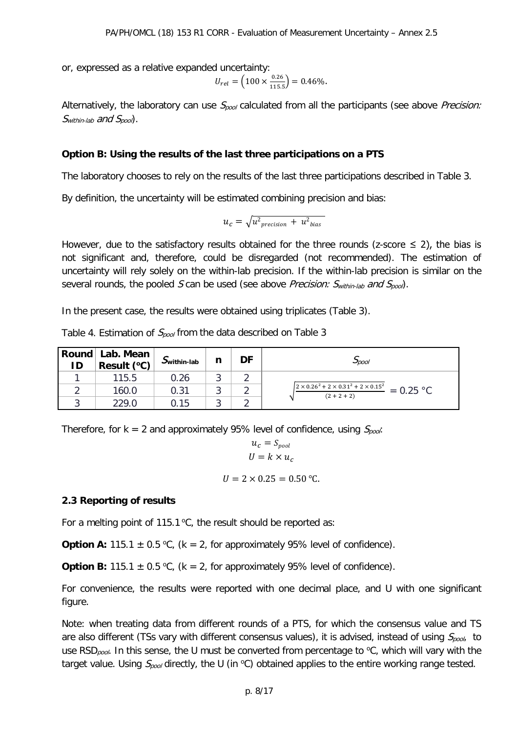or, expressed as a relative expanded uncertainty:

$$U_{rel} = \left(100 \times \frac{0.26}{115.5}\right) = 0.46\%.$$

Alternatively, the laboratory can use $S_{pool}$ calculated from all the participants (see above *Precision: $S_{within-lab}$ and $S_{pool}$*).

**Option B: Using the results of the last three participations on a PTS**

The laboratory chooses to rely on the results of the last three participations described in Table 3.

By definition, the uncertainty will be estimated combining precision and bias:

$$u_c = \sqrt{u^2_{precision} + u^2_{bias}}$$

However, due to the satisfactory results obtained for the three rounds (z-score ≤ 2), the bias is not significant and, therefore, could be disregarded (not recommended). The estimation of uncertainty will rely solely on the within-lab precision. If the within-lab precision is similar on the several rounds, the pooled $S$ can be used (see above *Precision: $S_{within-lab}$ and $S_{pool}$*).

In the present case, the results were obtained using triplicates (Table 3).

Table 4. Estimation of $S_{pool}$ from the data described on Table 3

| Round ID | Lab. Mean Result (°C) | $S_{within-lab}$ | n | DF | $S_{pool}$ |
|---|---|---|---|---|---|
| 1 | 115.5 | 0.26 | 3 | 2 | $\sqrt{\frac{2 \times 0.26^2 + 2 \times 0.31^2 + 2 \times 0.15^2}{(2+2+2)}} = 0.25$ °C |
| 2 | 160.0 | 0.31 | 3 | 2 | |
| 3 | 229.0 | 0.15 | 3 | 2 | |

Therefore, for k = 2 and approximately 95% level of confidence, using $S_{pool}$:

$$u_c = S_{pool}$$

$$U = k \times u_c$$

$$U = 2 \times 0.25 = 0.50 \text{ °C}.$$

**2.3 Reporting of results**

For a melting point of 115.1 °C, the result should be reported as:

**Option A:** 115.1 ± 0.5 °C, (k = 2, for approximately 95% level of confidence).

**Option B:** 115.1 ± 0.5 °C, (k = 2, for approximately 95% level of confidence).

For convenience, the results were reported with one decimal place, and U with one significant figure.

Note: when treating data from different rounds of a PTS, for which the consensus value and TS are also different (TSs vary with different consensus values), it is advised, instead of using $S_{pool}$, to use $RSD_{pool}$. In this sense, the U must be converted from percentage to °C, which will vary with the target value. Using $S_{pool}$ directly, the U (in °C) obtained applies to the entire working range tested.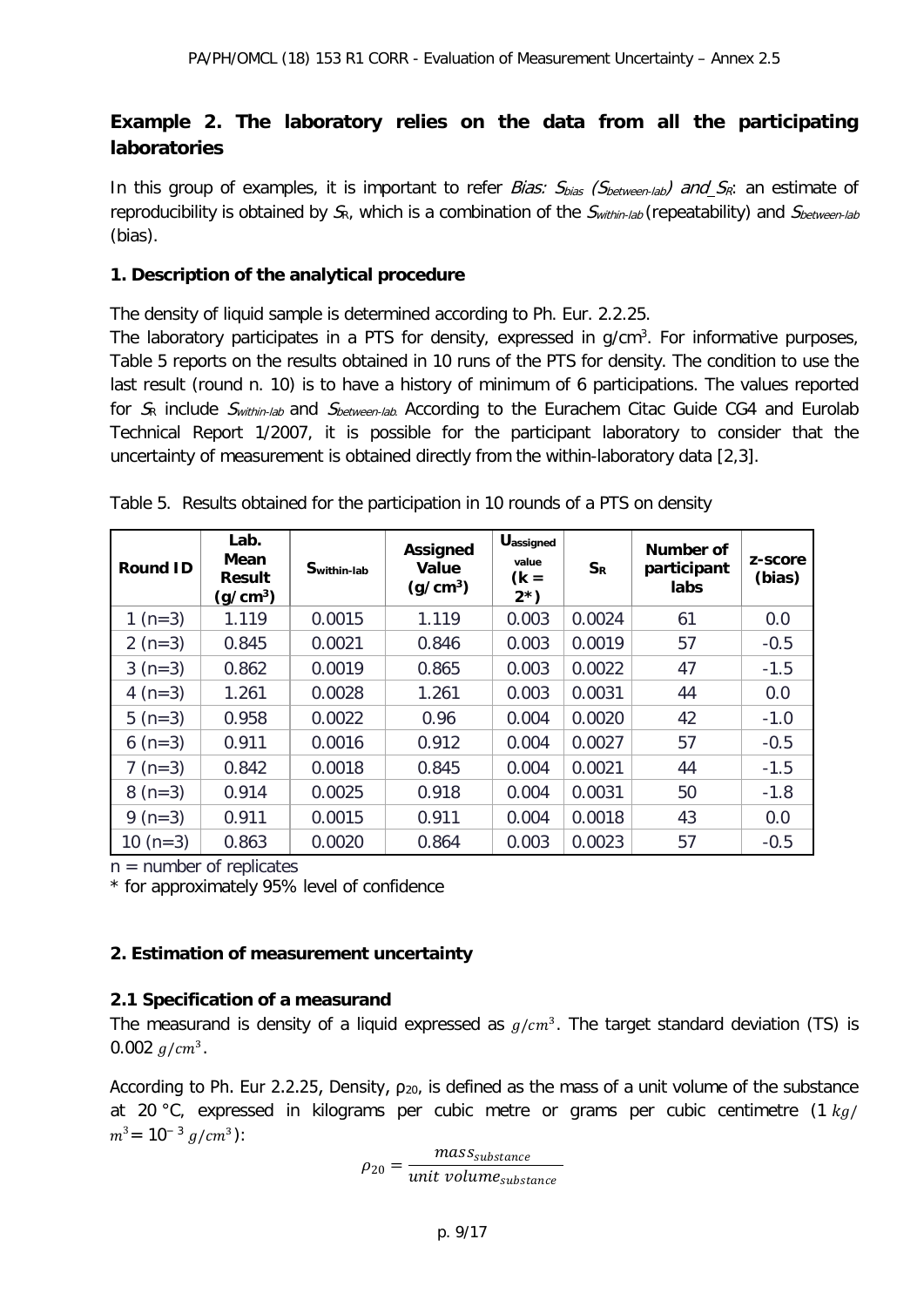## Example 2. The laboratory relies on the data from all the participating laboratories

In this group of examples, it is important to refer *Bias: $S_{bias}$ ($S_{between\text{-}lab}$) and_$S_R$*: an estimate of reproducibility is obtained by $S_R$, which is a combination of the $S_{within\text{-}lab}$ (repeatability) and $S_{between\text{-}lab}$ (bias).

### 1. Description of the analytical procedure

The density of liquid sample is determined according to Ph. Eur. 2.2.25.
The laboratory participates in a PTS for density, expressed in g/cm$^3$. For informative purposes, Table 5 reports on the results obtained in 10 runs of the PTS for density. The condition to use the last result (round n. 10) is to have a history of minimum of 6 participations. The values reported for $S_R$ include $S_{within\text{-}lab}$ and $S_{between\text{-}lab}$. According to the Eurachem Citac Guide CG4 and Eurolab Technical Report 1/2007, it is possible for the participant laboratory to consider that the uncertainty of measurement is obtained directly from the within-laboratory data [2,3].

Table 5. Results obtained for the participation in 10 rounds of a PTS on density

| Round ID | Lab. Mean Result (g/cm$^3$) | $S_{within\text{-}lab}$ | Assigned Value (g/cm$^3$) | $U_{assigned\ value}$ (k = 2*) | $S_R$ | Number of participant labs | z-score (bias) |
|---|---|---|---|---|---|---|---|
| 1 (n=3) | 1.119 | 0.0015 | 1.119 | 0.003 | 0.0024 | 61 | 0.0 |
| 2 (n=3) | 0.845 | 0.0021 | 0.846 | 0.003 | 0.0019 | 57 | -0.5 |
| 3 (n=3) | 0.862 | 0.0019 | 0.865 | 0.003 | 0.0022 | 47 | -1.5 |
| 4 (n=3) | 1.261 | 0.0028 | 1.261 | 0.003 | 0.0031 | 44 | 0.0 |
| 5 (n=3) | 0.958 | 0.0022 | 0.96 | 0.004 | 0.0020 | 42 | -1.0 |
| 6 (n=3) | 0.911 | 0.0016 | 0.912 | 0.004 | 0.0027 | 57 | -0.5 |
| 7 (n=3) | 0.842 | 0.0018 | 0.845 | 0.004 | 0.0021 | 44 | -1.5 |
| 8 (n=3) | 0.914 | 0.0025 | 0.918 | 0.004 | 0.0031 | 50 | -1.8 |
| 9 (n=3) | 0.911 | 0.0015 | 0.911 | 0.004 | 0.0018 | 43 | 0.0 |
| 10 (n=3) | 0.863 | 0.0020 | 0.864 | 0.003 | 0.0023 | 57 | -0.5 |

n = number of replicates
\* for approximately 95% level of confidence

### 2. Estimation of measurement uncertainty

#### 2.1 Specification of a measurand

The measurand is density of a liquid expressed as $g/cm^3$. The target standard deviation (TS) is 0.002 $g/cm^3$.

According to Ph. Eur 2.2.25, Density, $\rho_{20}$, is defined as the mass of a unit volume of the substance at 20 °C, expressed in kilograms per cubic metre or grams per cubic centimetre (1 $kg/m^3$ = $10^{-3}$ $g/cm^3$):

$$\rho_{20} = \frac{mass_{substance}}{unit\ volume_{substance}}$$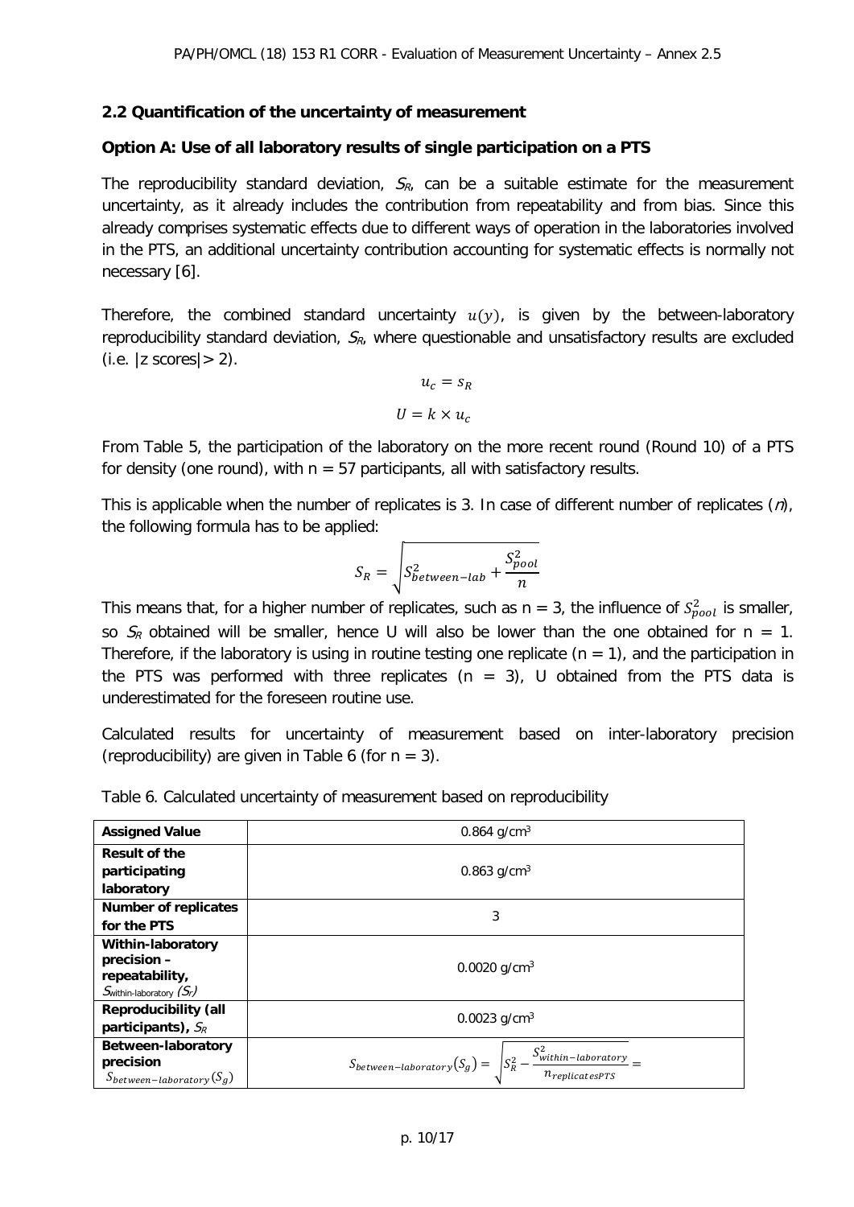### 2.2 Quantification of the uncertainty of measurement

**Option A: Use of all laboratory results of single participation on a PTS**

The reproducibility standard deviation, $S_R$, can be a suitable estimate for the measurement uncertainty, as it already includes the contribution from repeatability and from bias. Since this already comprises systematic effects due to different ways of operation in the laboratories involved in the PTS, an additional uncertainty contribution accounting for systematic effects is normally not necessary [6].

Therefore, the combined standard uncertainty $u(y)$, is given by the between-laboratory reproducibility standard deviation, $S_R$, where questionable and unsatisfactory results are excluded (i.e. |z scores|> 2).

$$u_c = s_R$$

$$U = k \times u_c$$

From Table 5, the participation of the laboratory on the more recent round (Round 10) of a PTS for density (one round), with n = 57 participants, all with satisfactory results.

This is applicable when the number of replicates is 3. In case of different number of replicates ($n$), the following formula has to be applied:

$$S_R = \sqrt{S_{between-lab}^2 + \frac{S_{pool}^2}{n}}$$

This means that, for a higher number of replicates, such as n = 3, the influence of $S_{pool}^2$ is smaller, so $S_R$ obtained will be smaller, hence U will also be lower than the one obtained for n = 1. Therefore, if the laboratory is using in routine testing one replicate (n = 1), and the participation in the PTS was performed with three replicates (n = 3), U obtained from the PTS data is underestimated for the foreseen routine use.

Calculated results for uncertainty of measurement based on inter-laboratory precision (reproducibility) are given in Table 6 (for n = 3).

Table 6. Calculated uncertainty of measurement based on reproducibility

| | |
|---|---|
| **Assigned Value** | 0.864 g/cm$^3$ |
| **Result of the participating laboratory** | 0.863 g/cm$^3$ |
| **Number of replicates for the PTS** | 3 |
| **Within-laboratory precision – repeatability,** $S_{\text{within-laboratory}}$ $(S_r)$ | 0.0020 g/cm$^3$ |
| **Reproducibility (all participants),** $S_R$ | 0.0023 g/cm$^3$ |
| **Between-laboratory precision** $S_{between-laboratory}(S_g)$ | $S_{between-laboratory}(S_g) = \sqrt{S_R^2 - \frac{S_{within-laboratory}^2}{n_{replicatesPTS}}} =$ |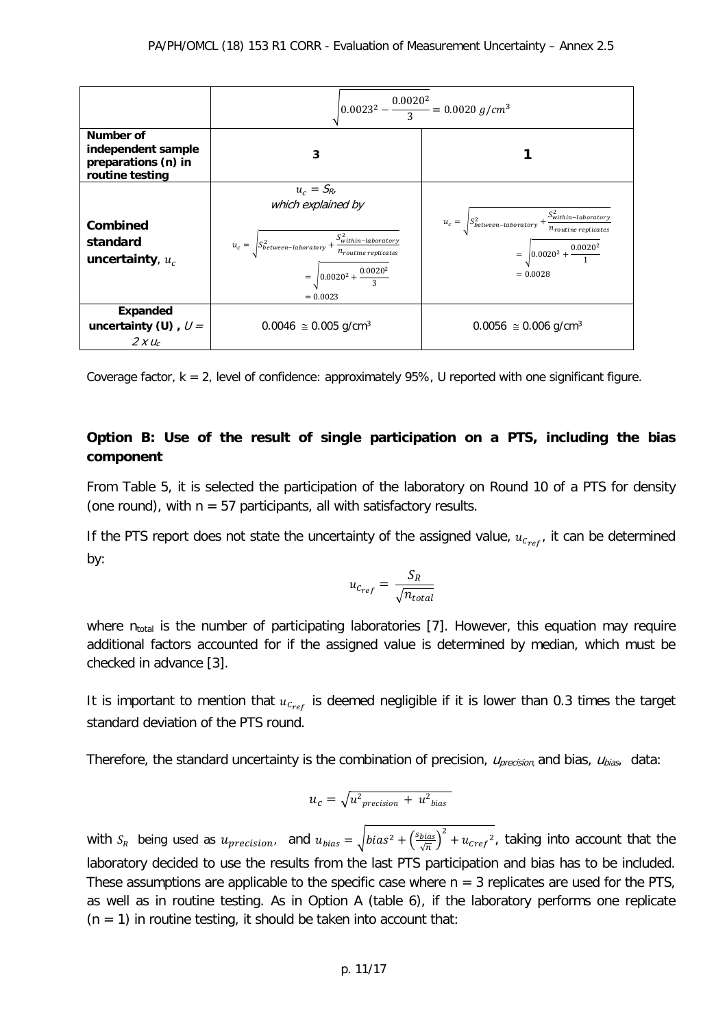| | $\sqrt{0.0023^2 - \frac{0.0020^2}{3}} = 0.0020\ g/cm^3$ | |
|---|---|---|
| **Number of independent sample preparations (n) in routine testing** | **3** | **1** |
| **Combined standard uncertainty**, $u_c$ | $u_c = S_R$, *which explained by* $u_c = \sqrt{S^2_{between-laboratory} + \frac{S^2_{within-laboratory}}{n_{routine\ replicates}}} = \sqrt{0.0020^2 + \frac{0.0020^2}{3}} = 0.0023$ | $u_c = \sqrt{S^2_{between-laboratory} + \frac{S^2_{within-laboratory}}{n_{routine\ replicates}}} = \sqrt{0.0020^2 + \frac{0.0020^2}{1}} = 0.0028$ |
| **Expanded uncertainty (U)**, $U = 2 \times u_c$ | 0.0046 ≅ 0.005 g/cm³ | 0.0056 ≅ 0.006 g/cm³ |

Coverage factor, k = 2, level of confidence: approximately 95%, U reported with one significant figure.

**Option B: Use of the result of single participation on a PTS, including the bias component**

From Table 5, it is selected the participation of the laboratory on Round 10 of a PTS for density (one round), with n = 57 participants, all with satisfactory results.

If the PTS report does not state the uncertainty of the assigned value, $u_{C_{ref}}$, it can be determined by:

$$u_{C_{ref}} = \frac{S_R}{\sqrt{n_{total}}}$$

where $n_{total}$ is the number of participating laboratories [7]. However, this equation may require additional factors accounted for if the assigned value is determined by median, which must be checked in advance [3].

It is important to mention that $u_{C_{ref}}$ is deemed negligible if it is lower than 0.3 times the target standard deviation of the PTS round.

Therefore, the standard uncertainty is the combination of precision, $u_{precision}$, and bias, $u_{bias}$, data:

$$u_c = \sqrt{u^2_{precision} + u^2_{bias}}$$

with $S_R$ being used as $u_{precision}$, and $u_{bias} = \sqrt{bias^2 + \left(\frac{s_{bias}}{\sqrt{n}}\right)^2 + u_{Cref}{}^2}$, taking into account that the laboratory decided to use the results from the last PTS participation and bias has to be included. These assumptions are applicable to the specific case where n = 3 replicates are used for the PTS, as well as in routine testing. As in Option A (table 6), if the laboratory performs one replicate (n = 1) in routine testing, it should be taken into account that: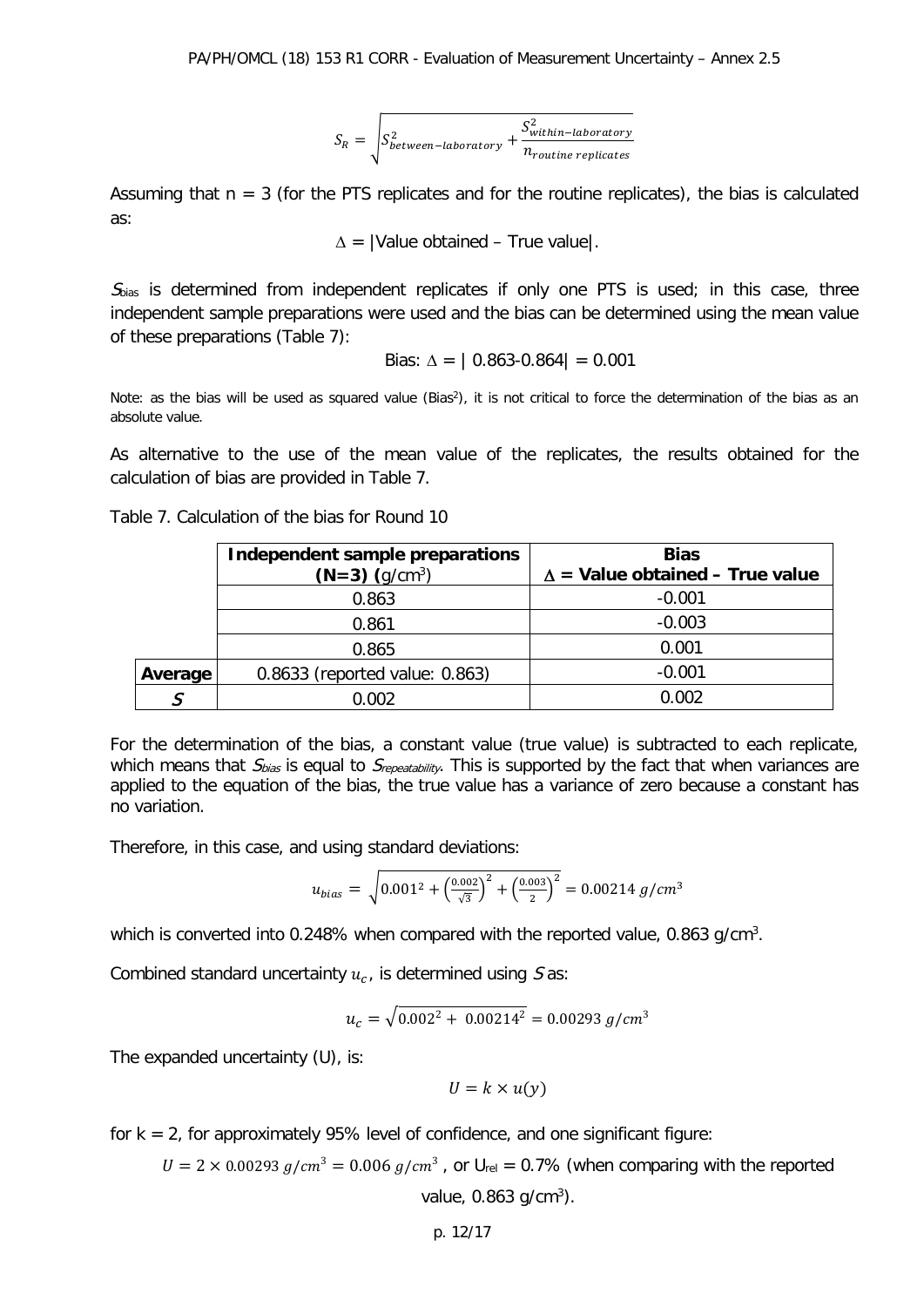$$S_R = \sqrt{S^2_{between-laboratory} + \frac{S^2_{within-laboratory}}{n_{routine\ replicates}}}$$

Assuming that n = 3 (for the PTS replicates and for the routine replicates), the bias is calculated as:

$$\Delta = |\text{Value obtained} - \text{True value}|.$$

$S_{bias}$ is determined from independent replicates if only one PTS is used; in this case, three independent sample preparations were used and the bias can be determined using the mean value of these preparations (Table 7):

$$\text{Bias: } \Delta = |\ 0.863\text{-}0.864| = 0.001$$

Note: as the bias will be used as squared value (Bias$^2$), it is not critical to force the determination of the bias as an absolute value.

As alternative to the use of the mean value of the replicates, the results obtained for the calculation of bias are provided in Table 7.

Table 7. Calculation of the bias for Round 10

| | **Independent sample preparations (N=3)** (g/cm$^3$) | **Bias** $\Delta$ **= Value obtained – True value** |
|---|---|---|
| | 0.863 | -0.001 |
| | 0.861 | -0.003 |
| | 0.865 | 0.001 |
| **Average** | 0.8633 (reported value: 0.863) | -0.001 |
| $S$ | 0.002 | 0.002 |

For the determination of the bias, a constant value (true value) is subtracted to each replicate, which means that $S_{bias}$ is equal to $S_{repeatability}$. This is supported by the fact that when variances are applied to the equation of the bias, the true value has a variance of zero because a constant has no variation.

Therefore, in this case, and using standard deviations:

$$u_{bias} = \sqrt{0.001^2 + \left(\frac{0.002}{\sqrt{3}}\right)^2 + \left(\frac{0.003}{2}\right)^2} = 0.00214\ g/cm^3$$

which is converted into 0.248% when compared with the reported value, 0.863 g/cm$^3$.

Combined standard uncertainty $u_c$, is determined using $S$ as:

$$u_c = \sqrt{0.002^2 + \ 0.00214^2} = 0.00293\ g/cm^3$$

The expanded uncertainty (U), is:

$$U = k \times u(y)$$

for k = 2, for approximately 95% level of confidence, and one significant figure:

$U = 2 \times 0.00293\ g/cm^3 = 0.006\ g/cm^3$, or $U_{rel}$ = 0.7% (when comparing with the reported value, 0.863 g/cm$^3$).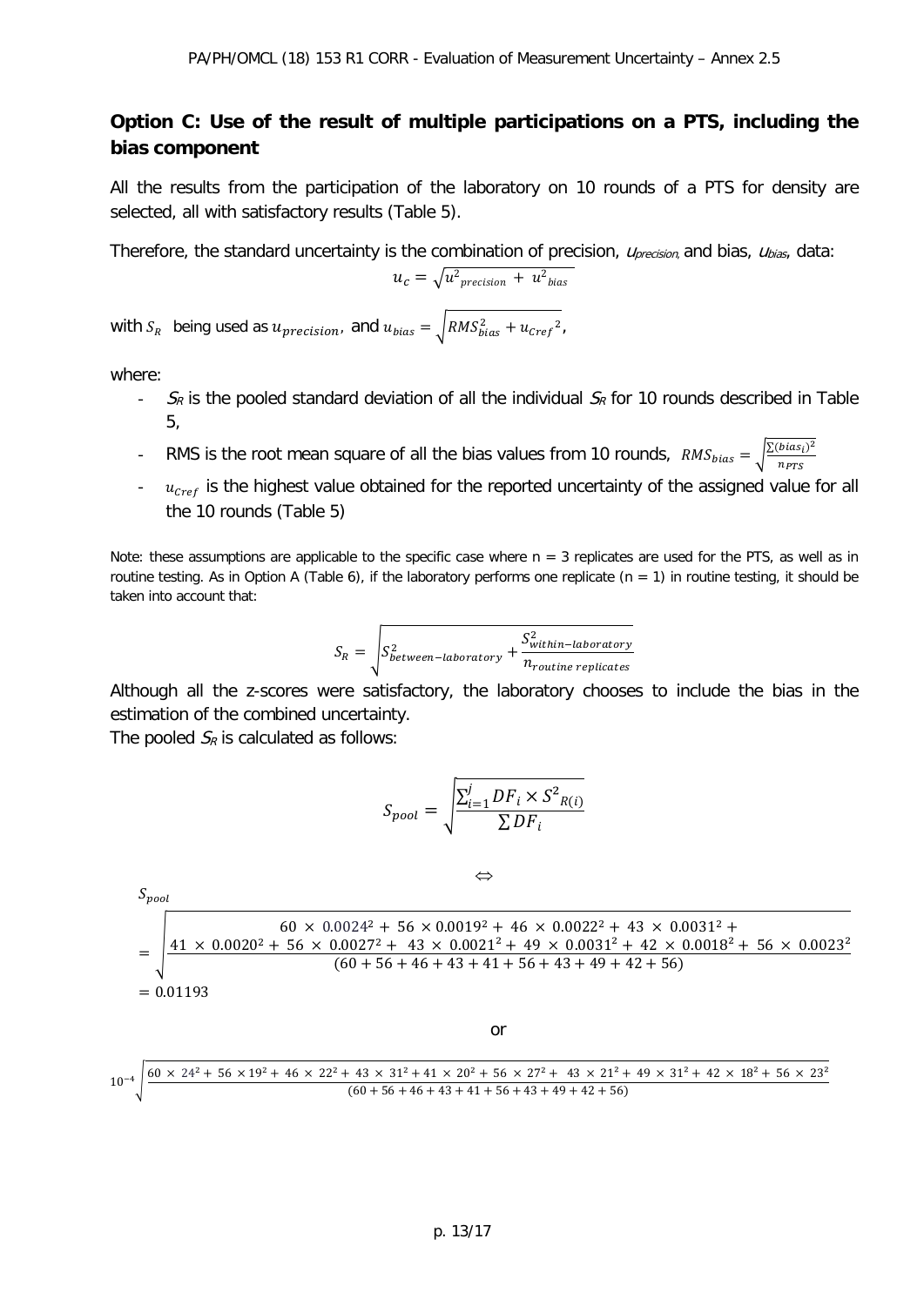## Option C: Use of the result of multiple participations on a PTS, including the bias component

All the results from the participation of the laboratory on 10 rounds of a PTS for density are selected, all with satisfactory results (Table 5).

Therefore, the standard uncertainty is the combination of precision, $u_{precision}$, and bias, $u_{bias}$, data:

$$u_c = \sqrt{u^2_{precision} + u^2_{bias}}$$

with $S_R$ being used as $u_{precision}$, and $u_{bias} = \sqrt{RMS^2_{bias} + u_{Cref}{}^2}$,

where:

- $S_R$ is the pooled standard deviation of all the individual $S_R$ for 10 rounds described in Table 5,
- RMS is the root mean square of all the bias values from 10 rounds, $RMS_{bias} = \sqrt{\frac{\sum(bias_i)^2}{n_{PTS}}}$
- $u_{Cref}$ is the highest value obtained for the reported uncertainty of the assigned value for all the 10 rounds (Table 5)

Note: these assumptions are applicable to the specific case where n = 3 replicates are used for the PTS, as well as in routine testing. As in Option A (Table 6), if the laboratory performs one replicate (n = 1) in routine testing, it should be taken into account that:

$$S_R = \sqrt{S^2_{between-laboratory} + \frac{S^2_{within-laboratory}}{n_{routine\ replicates}}}$$

Although all the z-scores were satisfactory, the laboratory chooses to include the bias in the estimation of the combined uncertainty.

The pooled $S_R$ is calculated as follows:

$$S_{pool} = \sqrt{\frac{\sum_{i=1}^{j} DF_i \times S^2_{R(i)}}{\sum DF_i}}$$

$$\Leftrightarrow$$

$$S_{pool} = \sqrt{\frac{60 \times 0.0024^2 + 56 \times 0.0019^2 + 46 \times 0.0022^2 + 43 \times 0.0031^2 + 41 \times 0.0020^2 + 56 \times 0.0027^2 + 43 \times 0.0021^2 + 49 \times 0.0031^2 + 42 \times 0.0018^2 + 56 \times 0.0023^2}{(60 + 56 + 46 + 43 + 41 + 56 + 43 + 49 + 42 + 56)}}$$

$$= 0.01193$$

or

$$10^{-4}\sqrt{\frac{60 \times 24^2 + 56 \times 19^2 + 46 \times 22^2 + 43 \times 31^2 + 41 \times 20^2 + 56 \times 27^2 + 43 \times 21^2 + 49 \times 31^2 + 42 \times 18^2 + 56 \times 23^2}{(60 + 56 + 46 + 43 + 41 + 56 + 43 + 49 + 42 + 56)}}$$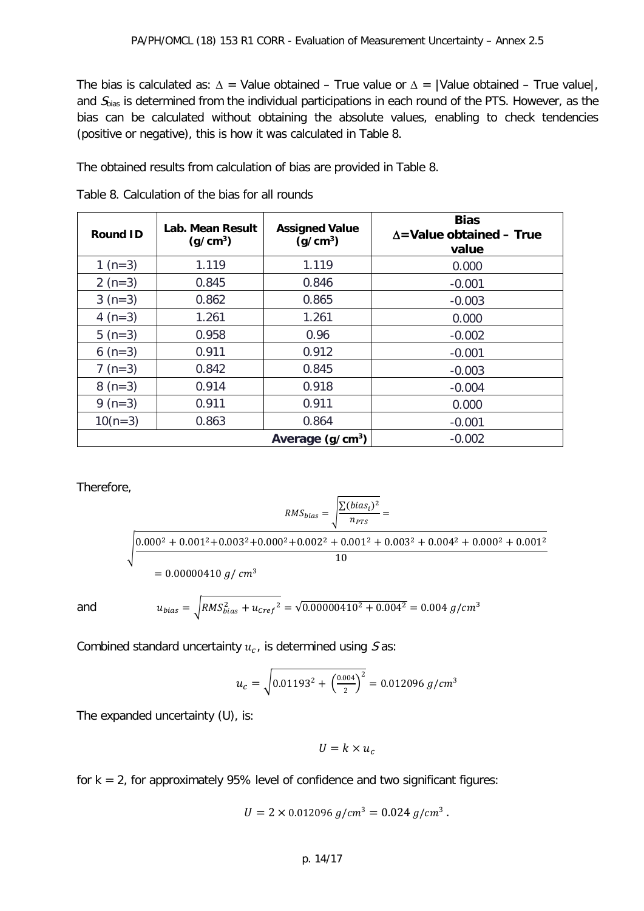The bias is calculated as: $\Delta$ = Value obtained – True value or $\Delta$ = |Value obtained – True value|, and $S_{bias}$ is determined from the individual participations in each round of the PTS. However, as the bias can be calculated without obtaining the absolute values, enabling to check tendencies (positive or negative), this is how it was calculated in Table 8.

The obtained results from calculation of bias are provided in Table 8.

Table 8. Calculation of the bias for all rounds

| Round ID | Lab. Mean Result (g/cm$^3$) | Assigned Value (g/cm$^3$) | Bias $\Delta$=Value obtained – True value |
|---|---|---|---|
| 1 (n=3) | 1.119 | 1.119 | 0.000 |
| 2 (n=3) | 0.845 | 0.846 | -0.001 |
| 3 (n=3) | 0.862 | 0.865 | -0.003 |
| 4 (n=3) | 1.261 | 1.261 | 0.000 |
| 5 (n=3) | 0.958 | 0.96 | -0.002 |
| 6 (n=3) | 0.911 | 0.912 | -0.001 |
| 7 (n=3) | 0.842 | 0.845 | -0.003 |
| 8 (n=3) | 0.914 | 0.918 | -0.004 |
| 9 (n=3) | 0.911 | 0.911 | 0.000 |
| 10(n=3) | 0.863 | 0.864 | -0.001 |
| | | **Average (g/cm$^3$)** | -0.002 |

Therefore,

$$RMS_{bias} = \sqrt{\frac{\sum(bias_i)^2}{n_{PTS}}} =$$

$$\sqrt{\frac{0.000^2 + 0.001^2 + 0.003^2 + 0.000^2 + 0.002^2 + 0.001^2 + 0.003^2 + 0.004^2 + 0.000^2 + 0.001^2}{10}}$$

$$= 0.00000410 \ g/\ cm^3$$

and

$$u_{bias} = \sqrt{RMS_{bias}^2 + u_{Cref}{}^2} = \sqrt{0.00000410^2 + 0.004^2} = 0.004 \ g/cm^3$$

Combined standard uncertainty $u_c$, is determined using $S$ as:

$$u_c = \sqrt{0.01193^2 + \left(\frac{0.004}{2}\right)^2} = 0.012096 \ g/cm^3$$

The expanded uncertainty (U), is:

$$U = k \times u_c$$

for k = 2, for approximately 95% level of confidence and two significant figures:

$$U = 2 \times 0.012096 \ g/cm^3 = 0.024 \ g/cm^3 \ .$$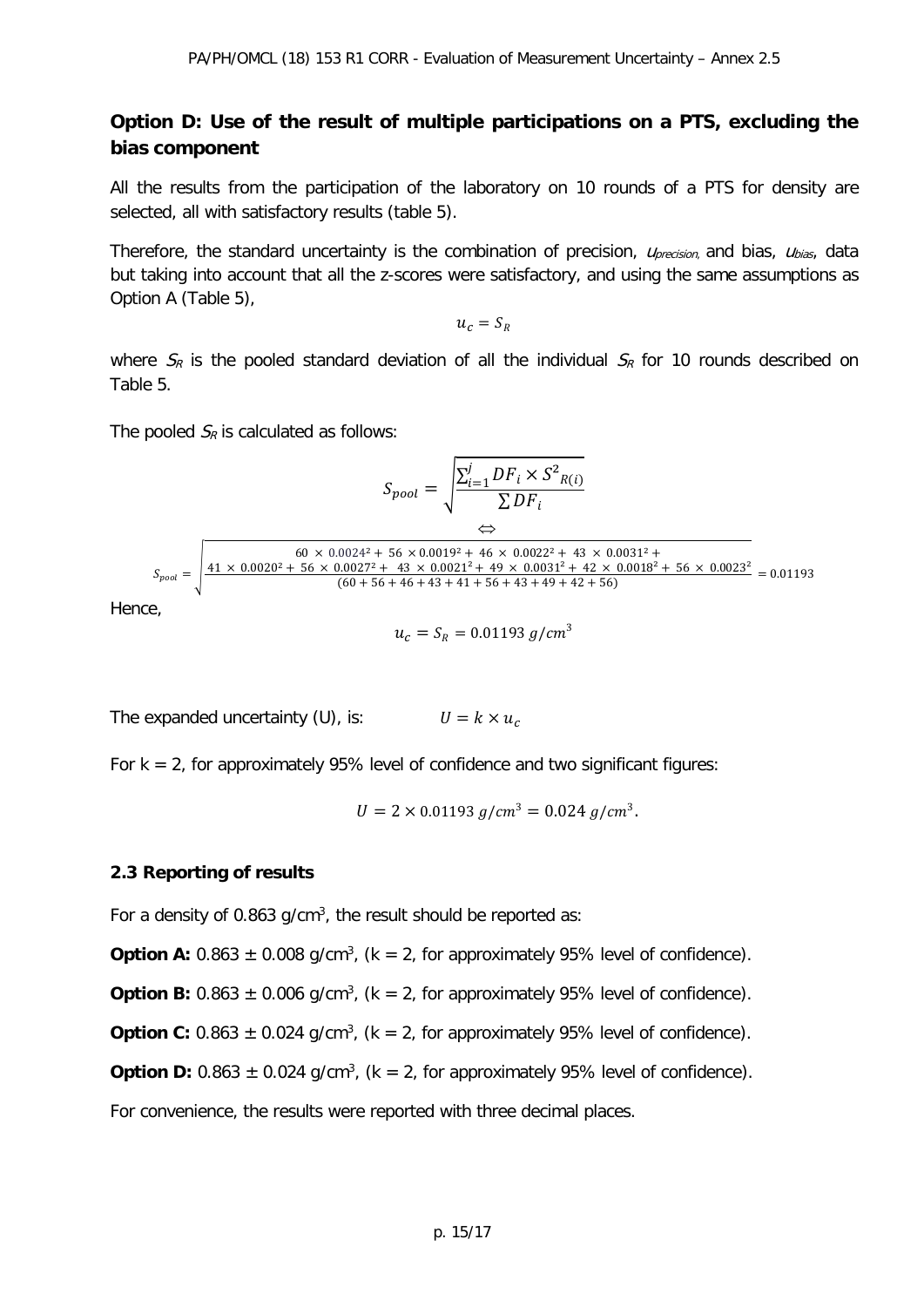### Option D: Use of the result of multiple participations on a PTS, excluding the bias component

All the results from the participation of the laboratory on 10 rounds of a PTS for density are selected, all with satisfactory results (table 5).

Therefore, the standard uncertainty is the combination of precision, $u_{precision}$, and bias, $u_{bias}$, data but taking into account that all the z-scores were satisfactory, and using the same assumptions as Option A (Table 5),

$$u_c = S_R$$

where $S_R$ is the pooled standard deviation of all the individual $S_R$ for 10 rounds described on Table 5.

The pooled $S_R$ is calculated as follows:

$$S_{pool} = \sqrt{\frac{\sum_{i=1}^{j} DF_i \times S^2_{R(i)}}{\sum DF_i}}$$

$$\Leftrightarrow$$

$$S_{pool} = \sqrt{\frac{60 \times 0.0024^2 + 56 \times 0.0019^2 + 46 \times 0.0022^2 + 43 \times 0.0031^2 + 41 \times 0.0020^2 + 56 \times 0.0027^2 + 43 \times 0.0021^2 + 49 \times 0.0031^2 + 42 \times 0.0018^2 + 56 \times 0.0023^2}{(60 + 56 + 46 + 43 + 41 + 56 + 43 + 49 + 42 + 56)}} = 0.01193$$

Hence,

$$u_c = S_R = 0.01193 \ g/cm^3$$

The expanded uncertainty (U), is: $U = k \times u_c$

For k = 2, for approximately 95% level of confidence and two significant figures:

$$U = 2 \times 0.01193 \ g/cm^3 = 0.024 \ g/cm^3.$$

#### 2.3 Reporting of results

For a density of 0.863 g/cm$^3$, the result should be reported as:

**Option A:** 0.863 ± 0.008 g/cm$^3$, (k = 2, for approximately 95% level of confidence).

**Option B:** 0.863 ± 0.006 g/cm$^3$, (k = 2, for approximately 95% level of confidence).

**Option C:** 0.863 ± 0.024 g/cm$^3$, (k = 2, for approximately 95% level of confidence).

**Option D:** 0.863 ± 0.024 g/cm$^3$, (k = 2, for approximately 95% level of confidence).

For convenience, the results were reported with three decimal places.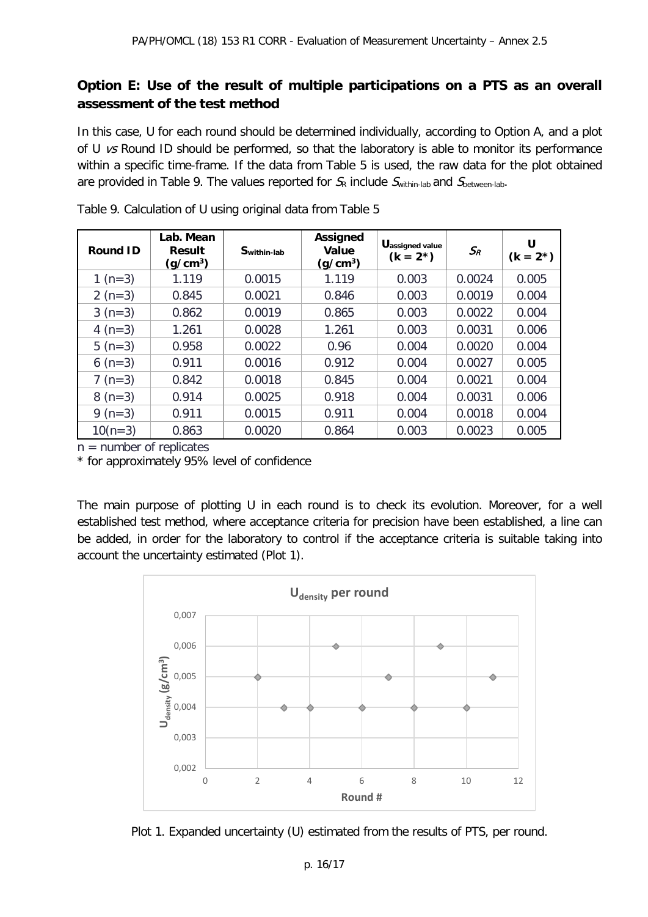## Option E: Use of the result of multiple participations on a PTS as an overall assessment of the test method

In this case, U for each round should be determined individually, according to Option A, and a plot of U *vs* Round ID should be performed, so that the laboratory is able to monitor its performance within a specific time-frame. If the data from Table 5 is used, the raw data for the plot obtained are provided in Table 9. The values reported for $S_R$ include $S_{within\text{-}lab}$ and $S_{between\text{-}lab}$.

Table 9. Calculation of U using original data from Table 5

| Round ID | Lab. Mean Result (g/cm$^3$) | $S_{within\text{-}lab}$ | Assigned Value (g/cm$^3$) | $U_{assigned\ value}$ (k = 2*) | $S_R$ | U (k = 2*) |
|---|---|---|---|---|---|---|
| 1 (n=3) | 1.119 | 0.0015 | 1.119 | 0.003 | 0.0024 | 0.005 |
| 2 (n=3) | 0.845 | 0.0021 | 0.846 | 0.003 | 0.0019 | 0.004 |
| 3 (n=3) | 0.862 | 0.0019 | 0.865 | 0.003 | 0.0022 | 0.004 |
| 4 (n=3) | 1.261 | 0.0028 | 1.261 | 0.003 | 0.0031 | 0.006 |
| 5 (n=3) | 0.958 | 0.0022 | 0.96 | 0.004 | 0.0020 | 0.004 |
| 6 (n=3) | 0.911 | 0.0016 | 0.912 | 0.004 | 0.0027 | 0.005 |
| 7 (n=3) | 0.842 | 0.0018 | 0.845 | 0.004 | 0.0021 | 0.004 |
| 8 (n=3) | 0.914 | 0.0025 | 0.918 | 0.004 | 0.0031 | 0.006 |
| 9 (n=3) | 0.911 | 0.0015 | 0.911 | 0.004 | 0.0018 | 0.004 |
| 10(n=3) | 0.863 | 0.0020 | 0.864 | 0.003 | 0.0023 | 0.005 |

n = number of replicates

\* for approximately 95% level of confidence

The main purpose of plotting U in each round is to check its evolution. Moreover, for a well established test method, where acceptance criteria for precision have been established, a line can be added, in order for the laboratory to control if the acceptance criteria is suitable taking into account the uncertainty estimated (Plot 1).

Plot 1. Expanded uncertainty (U) estimated from the results of PTS, per round.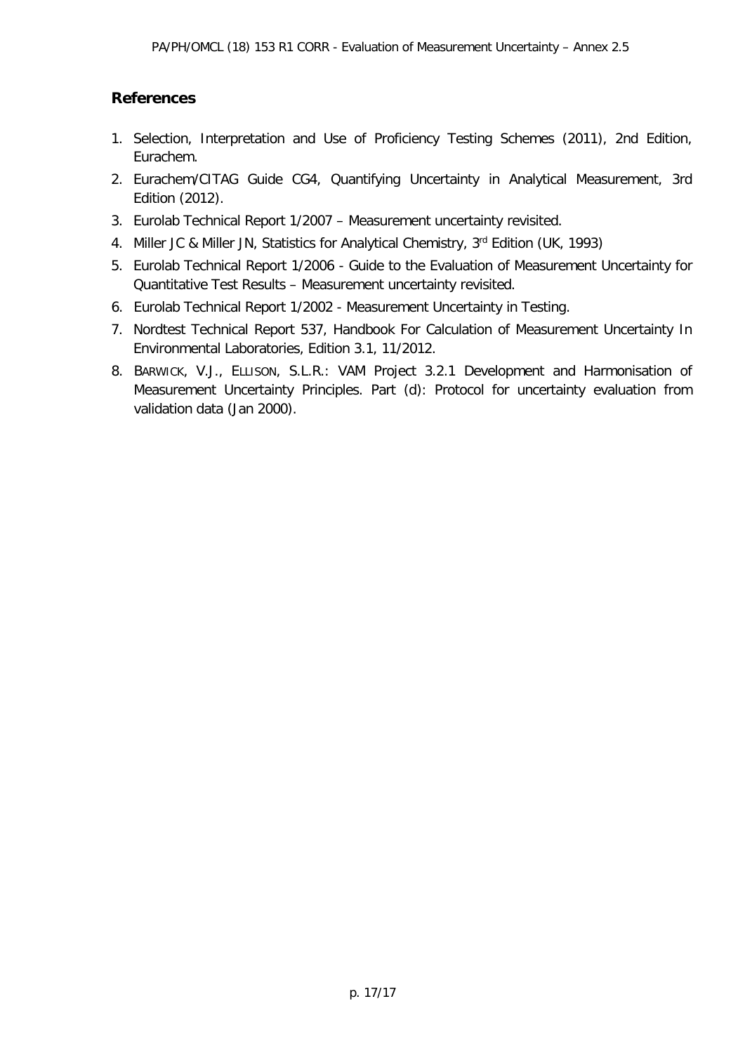## References

1. Selection, Interpretation and Use of Proficiency Testing Schemes (2011), 2nd Edition, Eurachem.
2. Eurachem/CITAG Guide CG4, Quantifying Uncertainty in Analytical Measurement, 3rd Edition (2012).
3. Eurolab Technical Report 1/2007 – Measurement uncertainty revisited.
4. Miller JC & Miller JN, Statistics for Analytical Chemistry, 3rd Edition (UK, 1993)
5. Eurolab Technical Report 1/2006 - Guide to the Evaluation of Measurement Uncertainty for Quantitative Test Results – Measurement uncertainty revisited.
6. Eurolab Technical Report 1/2002 - Measurement Uncertainty in Testing.
7. Nordtest Technical Report 537, Handbook For Calculation of Measurement Uncertainty In Environmental Laboratories, Edition 3.1, 11/2012.
8. BARWICK, V.J., ELLISON, S.L.R.: VAM Project 3.2.1 Development and Harmonisation of Measurement Uncertainty Principles. Part (d): Protocol for uncertainty evaluation from validation data (Jan 2000).